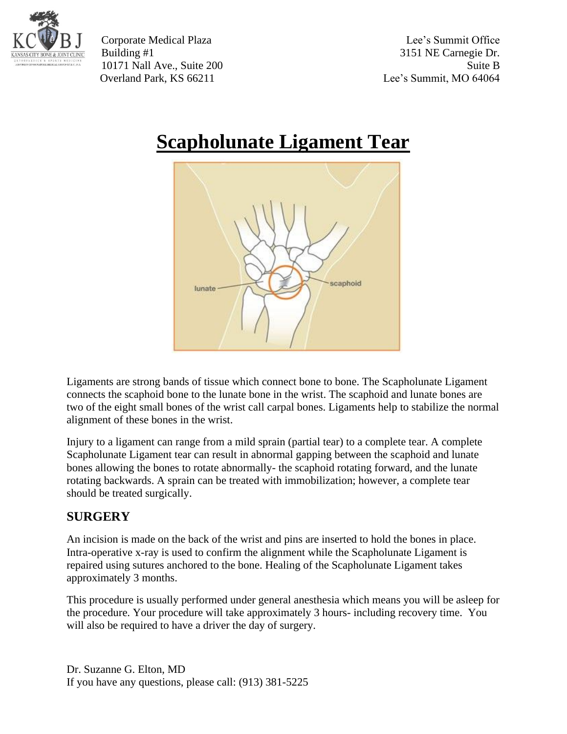Corporate Medical Plaza
Building #1
10171 Nall Ave., Suite 200
Overland Park, KS 66211

Lee's Summit Office
3151 NE Carnegie Dr.
Suite B
Lee's Summit, MO 64064

# Scapholunate Ligament Tear

Ligaments are strong bands of tissue which connect bone to bone. The Scapholunate Ligament connects the scaphoid bone to the lunate bone in the wrist. The scaphoid and lunate bones are two of the eight small bones of the wrist call carpal bones. Ligaments help to stabilize the normal alignment of these bones in the wrist.

Injury to a ligament can range from a mild sprain (partial tear) to a complete tear. A complete Scapholunate Ligament tear can result in abnormal gapping between the scaphoid and lunate bones allowing the bones to rotate abnormally- the scaphoid rotating forward, and the lunate rotating backwards. A sprain can be treated with immobilization; however, a complete tear should be treated surgically.

## SURGERY

An incision is made on the back of the wrist and pins are inserted to hold the bones in place. Intra-operative x-ray is used to confirm the alignment while the Scapholunate Ligament is repaired using sutures anchored to the bone. Healing of the Scapholunate Ligament takes approximately 3 months.

This procedure is usually performed under general anesthesia which means you will be asleep for the procedure. Your procedure will take approximately 3 hours- including recovery time. You will also be required to have a driver the day of surgery.

Dr. Suzanne G. Elton, MD
If you have any questions, please call: (913) 381-5225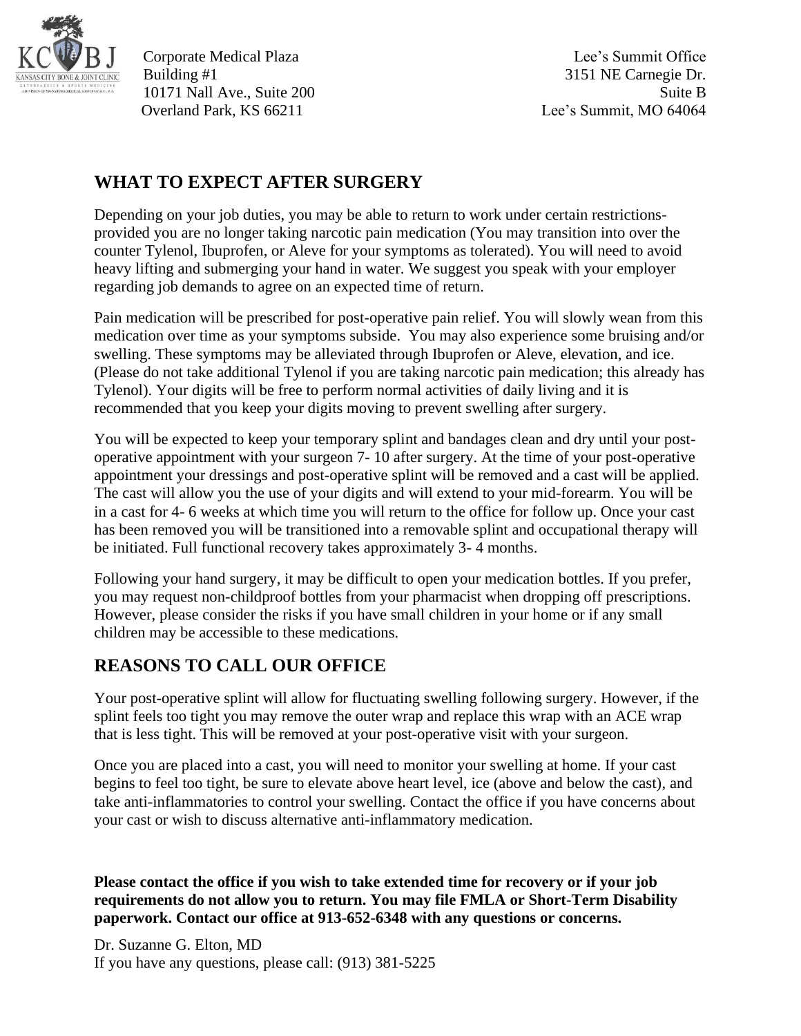Corporate Medical Plaza
Building #1
10171 Nall Ave., Suite 200
Overland Park, KS 66211

Lee's Summit Office
3151 NE Carnegie Dr.
Suite B
Lee's Summit, MO 64064

## WHAT TO EXPECT AFTER SURGERY

Depending on your job duties, you may be able to return to work under certain restrictions- provided you are no longer taking narcotic pain medication (You may transition into over the counter Tylenol, Ibuprofen, or Aleve for your symptoms as tolerated). You will need to avoid heavy lifting and submerging your hand in water. We suggest you speak with your employer regarding job demands to agree on an expected time of return.

Pain medication will be prescribed for post-operative pain relief. You will slowly wean from this medication over time as your symptoms subside. You may also experience some bruising and/or swelling. These symptoms may be alleviated through Ibuprofen or Aleve, elevation, and ice. (Please do not take additional Tylenol if you are taking narcotic pain medication; this already has Tylenol). Your digits will be free to perform normal activities of daily living and it is recommended that you keep your digits moving to prevent swelling after surgery.

You will be expected to keep your temporary splint and bandages clean and dry until your post-operative appointment with your surgeon 7- 10 after surgery. At the time of your post-operative appointment your dressings and post-operative splint will be removed and a cast will be applied. The cast will allow you the use of your digits and will extend to your mid-forearm. You will be in a cast for 4- 6 weeks at which time you will return to the office for follow up. Once your cast has been removed you will be transitioned into a removable splint and occupational therapy will be initiated. Full functional recovery takes approximately 3- 4 months.

Following your hand surgery, it may be difficult to open your medication bottles. If you prefer, you may request non-childproof bottles from your pharmacist when dropping off prescriptions. However, please consider the risks if you have small children in your home or if any small children may be accessible to these medications.

## REASONS TO CALL OUR OFFICE

Your post-operative splint will allow for fluctuating swelling following surgery. However, if the splint feels too tight you may remove the outer wrap and replace this wrap with an ACE wrap that is less tight. This will be removed at your post-operative visit with your surgeon.

Once you are placed into a cast, you will need to monitor your swelling at home. If your cast begins to feel too tight, be sure to elevate above heart level, ice (above and below the cast), and take anti-inflammatories to control your swelling. Contact the office if you have concerns about your cast or wish to discuss alternative anti-inflammatory medication.

**Please contact the office if you wish to take extended time for recovery or if your job requirements do not allow you to return. You may file FMLA or Short-Term Disability paperwork. Contact our office at 913-652-6348 with any questions or concerns.**

Dr. Suzanne G. Elton, MD
If you have any questions, please call: (913) 381-5225